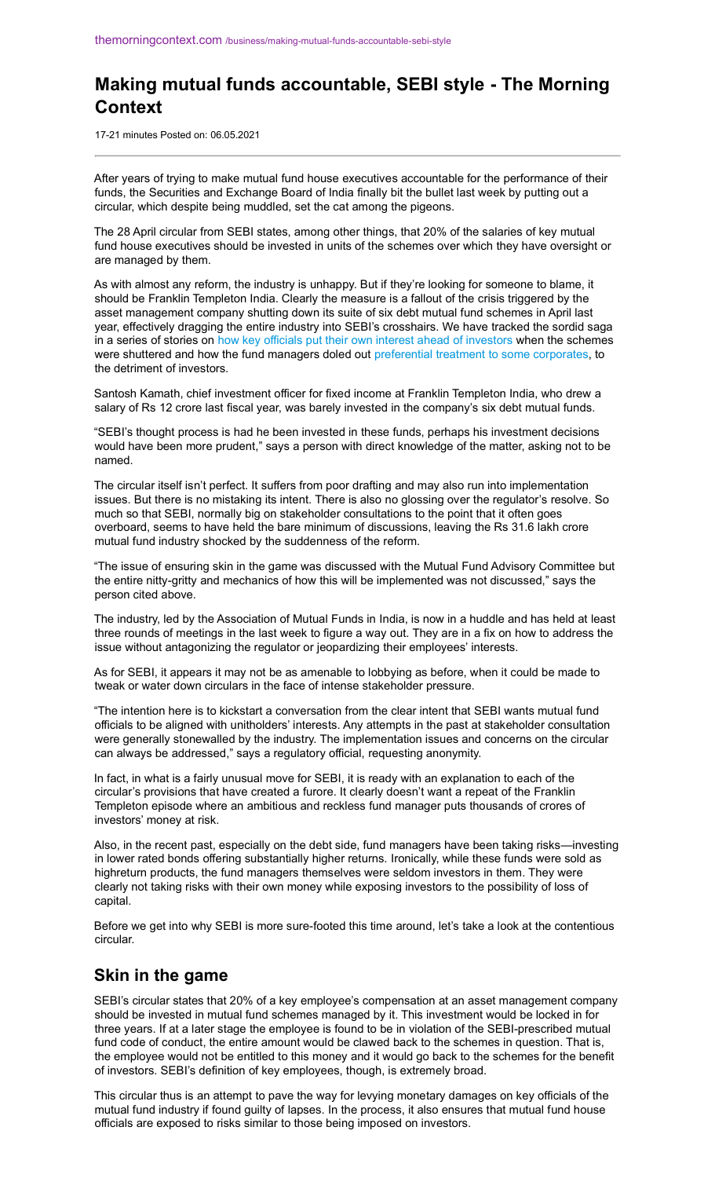# Making mutual funds accountable, SEBI style - The Morning Context

17-21 minutes Posted on: 06.05.2021

After years of trying to make mutual fund house executives accountable for the performance of their funds, the Securities and Exchange Board of India finally bit the bullet last week by putting out a circular, which despite being muddled, set the cat among the pigeons.

The 28 April circular from SEBI states, among other things, that 20% of the salaries of key mutual fund house executives should be invested in units of the schemes over which they have oversight or are managed by them.

As with almost any reform, the industry is unhappy. But if they're looking for someone to blame, it should be Franklin Templeton India. Clearly the measure is a fallout of the crisis triggered by the asset management company shutting down its suite of six debt mutual fund schemes in April last year, effectively dragging the entire industry into SEBI's crosshairs. We have tracked the sordid saga in a series of stories on how key officials put their own interest ahead of investors when the schemes were shuttered and how the fund managers doled out preferential treatment to some corporates, to the detriment of investors.

Santosh Kamath, chief investment officer for fixed income at Franklin Templeton India, who drew a salary of Rs 12 crore last fiscal year, was barely invested in the company's six debt mutual funds.

"SEBI's thought process is had he been invested in these funds, perhaps his investment decisions would have been more prudent," says a person with direct knowledge of the matter, asking not to be named.

The circular itself isn't perfect. It suffers from poor drafting and may also run into implementation issues. But there is no mistaking its intent. There is also no glossing over the regulator's resolve. So much so that SEBI, normally big on stakeholder consultations to the point that it often goes overboard, seems to have held the bare minimum of discussions, leaving the Rs 31.6 lakh crore mutual fund industry shocked by the suddenness of the reform.

"The issue of ensuring skin in the game was discussed with the Mutual Fund Advisory Committee but the entire nitty-gritty and mechanics of how this will be implemented was not discussed," says the person cited above.

The industry, led by the Association of Mutual Funds in India, is now in a huddle and has held at least three rounds of meetings in the last week to figure a way out. They are in a fix on how to address the issue without antagonizing the regulator or jeopardizing their employees' interests.

As for SEBI, it appears it may not be as amenable to lobbying as before, when it could be made to tweak or water down circulars in the face of intense stakeholder pressure.

"The intention here is to kickstart a conversation from the clear intent that SEBI wants mutual fund officials to be aligned with unitholders' interests. Any attempts in the past at stakeholder consultation were generally stonewalled by the industry. The implementation issues and concerns on the circular can always be addressed," says a regulatory official, requesting anonymity.

In fact, in what is a fairly unusual move for SEBI, it is ready with an explanation to each of the circular's provisions that have created a furore. It clearly doesn't want a repeat of the Franklin Templeton episode where an ambitious and reckless fund manager puts thousands of crores of investors' money at risk.

Also, in the recent past, especially on the debt side, fund managers have been taking risks—investing in lower rated bonds offering substantially higher returns. Ironically, while these funds were sold as highreturn products, the fund managers themselves were seldom investors in them. They were clearly not taking risks with their own money while exposing investors to the possibility of loss of capital.

Before we get into why SEBI is more sure-footed this time around, let's take a look at the contentious circular.

## Skin in the game

SEBI's circular states that 20% of a key employee's compensation at an asset management company should be invested in mutual fund schemes managed by it. This investment would be locked in for three years. If at a later stage the employee is found to be in violation of the SEBI-prescribed mutual fund code of conduct, the entire amount would be clawed back to the schemes in question. That is, the employee would not be entitled to this money and it would go back to the schemes for the benefit of investors. SEBI's definition of key employees, though, is extremely broad.

This circular thus is an attempt to pave the way for levying monetary damages on key officials of the mutual fund industry if found guilty of lapses. In the process, it also ensures that mutual fund house officials are exposed to risks similar to those being imposed on investors.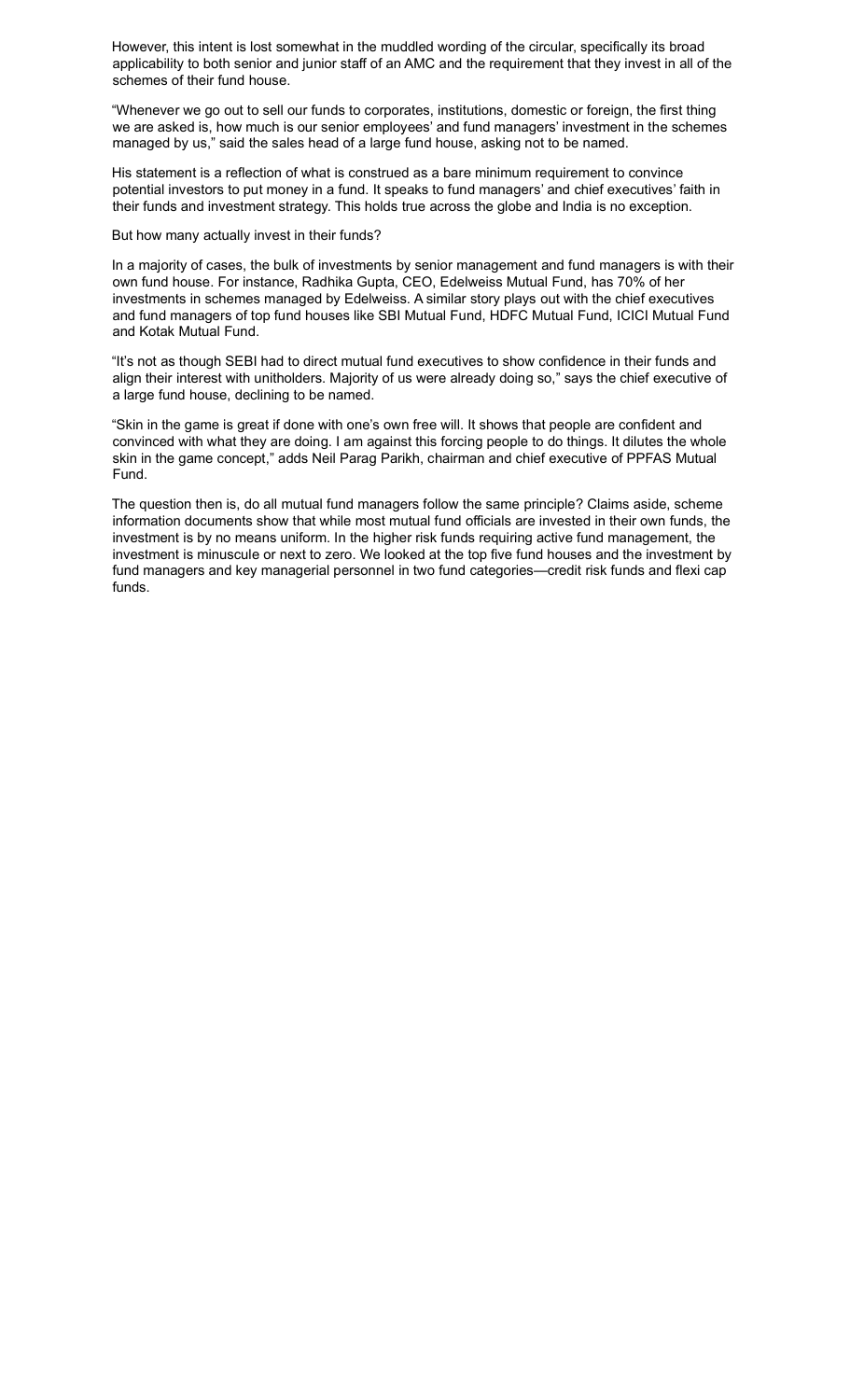However, this intent is lost somewhat in the muddled wording of the circular, specifically its broad applicability to both senior and junior staff of an AMC and the requirement that they invest in all of the schemes of their fund house.

“Whenever we go out to sell our funds to corporates, institutions, domestic or foreign, the first thing we are asked is, how much is our senior employees’ and fund managers’ investment in the schemes managed by us,” said the sales head of a large fund house, asking not to be named.

His statement is a reflection of what is construed as a bare minimum requirement to convince potential investors to put money in a fund. It speaks to fund managers’ and chief executives’ faith in their funds and investment strategy. This holds true across the globe and India is no exception.

But how many actually invest in their funds?

In a majority of cases, the bulk of investments by senior management and fund managers is with their own fund house. For instance, Radhika Gupta, CEO, Edelweiss Mutual Fund, has 70% of her investments in schemes managed by Edelweiss. A similar story plays out with the chief executives and fund managers of top fund houses like SBI Mutual Fund, HDFC Mutual Fund, ICICI Mutual Fund and Kotak Mutual Fund.

“It’s not as though SEBI had to direct mutual fund executives to show confidence in their funds and align their interest with unitholders. Majority of us were already doing so,” says the chief executive of a large fund house, declining to be named.

“Skin in the game is great if done with one’s own free will. It shows that people are confident and convinced with what they are doing. I am against this forcing people to do things. It dilutes the whole skin in the game concept,” adds Neil Parag Parikh, chairman and chief executive of PPFAS Mutual Fund.

The question then is, do all mutual fund managers follow the same principle? Claims aside, scheme information documents show that while most mutual fund officials are invested in their own funds, the investment is by no means uniform. In the higher risk funds requiring active fund management, the investment is minuscule or next to zero. We looked at the top five fund houses and the investment by fund managers and key managerial personnel in two fund categories—credit risk funds and flexi cap funds.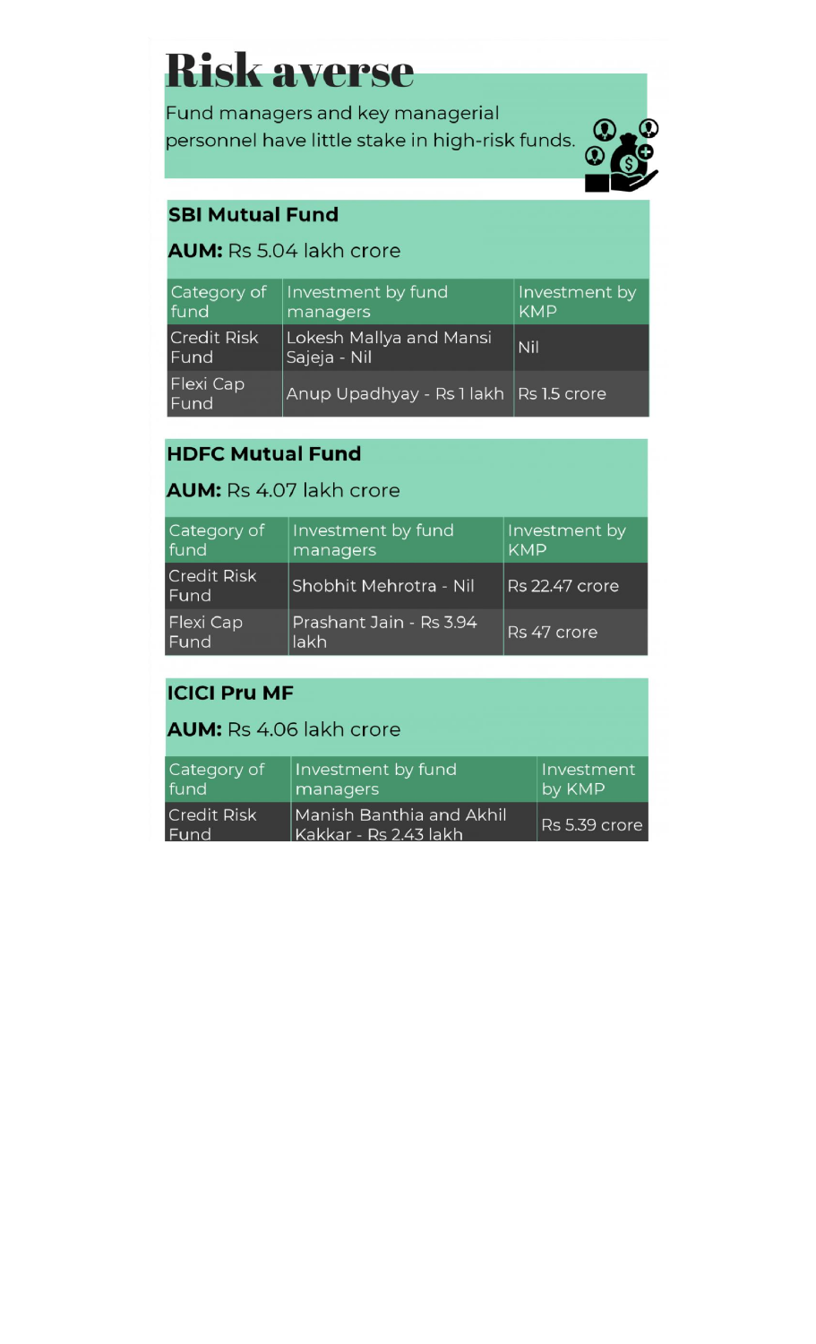# Risk averse

Fund managers and key managerial personnel have little stake in high-risk funds.

## SBI Mutual Fund

**AUM:** Rs 5.04 lakh crore

| Category of fund | Investment by fund managers | Investment by KMP |
|---|---|---|
| Credit Risk Fund | Lokesh Mallya and Mansi Sajeja - Nil | Nil |
| Flexi Cap Fund | Anup Upadhyay - Rs 1 lakh | Rs 1.5 crore |

## HDFC Mutual Fund

**AUM:** Rs 4.07 lakh crore

| Category of fund | Investment by fund managers | Investment by KMP |
|---|---|---|
| Credit Risk Fund | Shobhit Mehrotra - Nil | Rs 22.47 crore |
| Flexi Cap Fund | Prashant Jain - Rs 3.94 lakh | Rs 47 crore |

## ICICI Pru MF

**AUM:** Rs 4.06 lakh crore

| Category of fund | Investment by fund managers | Investment by KMP |
|---|---|---|
| Credit Risk Fund | Manish Banthia and Akhil Kakkar - Rs 2.43 lakh | Rs 5.39 crore |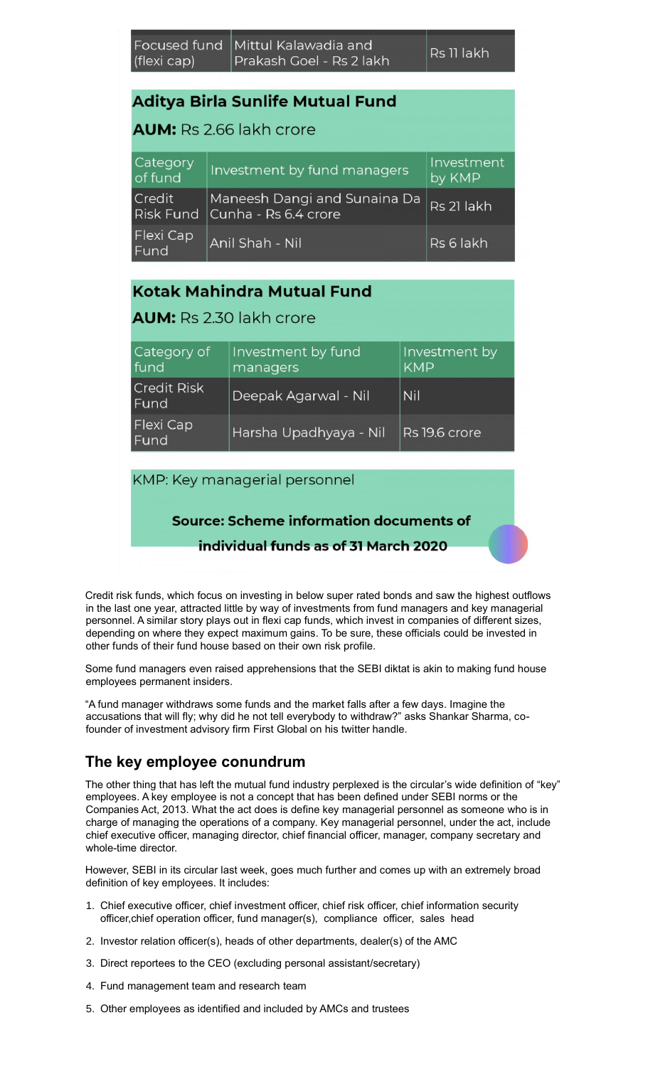| Focused fund (flexi cap) | Mittul Kalawadia and Prakash Goel - Rs 2 lakh | Rs 11 lakh |
| --- | --- | --- |

## Aditya Birla Sunlife Mutual Fund

**AUM:** Rs 2.66 lakh crore

| Category of fund | Investment by fund managers | Investment by KMP |
| --- | --- | --- |
| Credit Risk Fund | Maneesh Dangi and Sunaina Da Cunha - Rs 6.4 crore | Rs 21 lakh |
| Flexi Cap Fund | Anil Shah - Nil | Rs 6 lakh |

## Kotak Mahindra Mutual Fund

**AUM:** Rs 2.30 lakh crore

| Category of fund | Investment by fund managers | Investment by KMP |
| --- | --- | --- |
| Credit Risk Fund | Deepak Agarwal - Nil | Nil |
| Flexi Cap Fund | Harsha Upadhyaya - Nil | Rs 19.6 crore |

KMP: Key managerial personnel

**Source: Scheme information documents of individual funds as of 31 March 2020**

Credit risk funds, which focus on investing in below super rated bonds and saw the highest outflows in the last one year, attracted little by way of investments from fund managers and key managerial personnel. A similar story plays out in flexi cap funds, which invest in companies of different sizes, depending on where they expect maximum gains. To be sure, these officials could be invested in other funds of their fund house based on their own risk profile.

Some fund managers even raised apprehensions that the SEBI diktat is akin to making fund house employees permanent insiders.

"A fund manager withdraws some funds and the market falls after a few days. Imagine the accusations that will fly; why did he not tell everybody to withdraw?" asks Shankar Sharma, co-founder of investment advisory firm First Global on his twitter handle.

## The key employee conundrum

The other thing that has left the mutual fund industry perplexed is the circular's wide definition of "key" employees. A key employee is not a concept that has been defined under SEBI norms or the Companies Act, 2013. What the act does is define key managerial personnel as someone who is in charge of managing the operations of a company. Key managerial personnel, under the act, include chief executive officer, managing director, chief financial officer, manager, company secretary and whole-time director.

However, SEBI in its circular last week, goes much further and comes up with an extremely broad definition of key employees. It includes:

1. Chief executive officer, chief investment officer, chief risk officer, chief information security officer,chief operation officer, fund manager(s), compliance officer, sales head
2. Investor relation officer(s), heads of other departments, dealer(s) of the AMC
3. Direct reportees to the CEO (excluding personal assistant/secretary)
4. Fund management team and research team
5. Other employees as identified and included by AMCs and trustees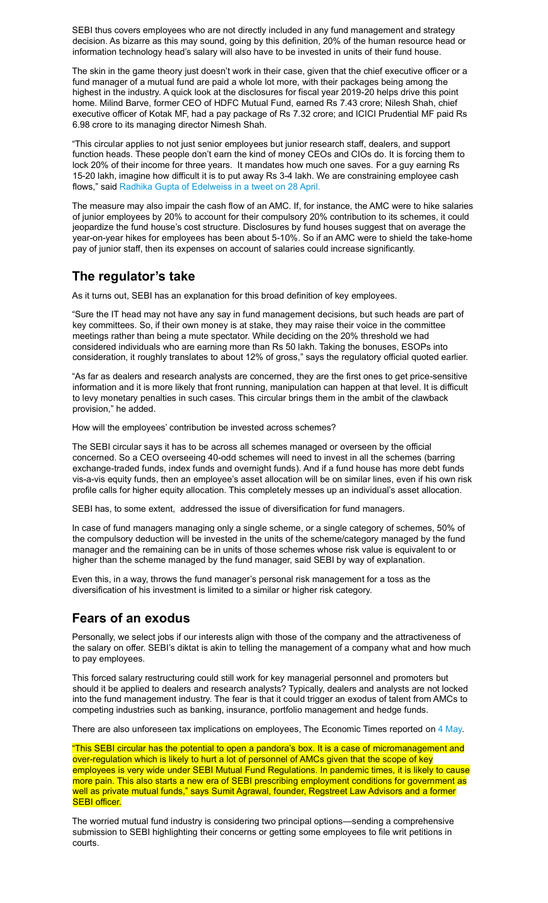SEBI thus covers employees who are not directly included in any fund management and strategy decision. As bizarre as this may sound, going by this definition, 20% of the human resource head or information technology head's salary will also have to be invested in units of their fund house.

The skin in the game theory just doesn't work in their case, given that the chief executive officer or a fund manager of a mutual fund are paid a whole lot more, with their packages being among the highest in the industry. A quick look at the disclosures for fiscal year 2019-20 helps drive this point home. Milind Barve, former CEO of HDFC Mutual Fund, earned Rs 7.43 crore; Nilesh Shah, chief executive officer of Kotak MF, had a pay package of Rs 7.32 crore; and ICICI Prudential MF paid Rs 6.98 crore to its managing director Nimesh Shah.

"This circular applies to not just senior employees but junior research staff, dealers, and support function heads. These people don't earn the kind of money CEOs and CIOs do. It is forcing them to lock 20% of their income for three years. It mandates how much one saves. For a guy earning Rs 15-20 lakh, imagine how difficult it is to put away Rs 3-4 lakh. We are constraining employee cash flows," said Radhika Gupta of Edelweiss in a tweet on 28 April.

The measure may also impair the cash flow of an AMC. If, for instance, the AMC were to hike salaries of junior employees by 20% to account for their compulsory 20% contribution to its schemes, it could jeopardize the fund house's cost structure. Disclosures by fund houses suggest that on average the year-on-year hikes for employees has been about 5-10%. So if an AMC were to shield the take-home pay of junior staff, then its expenses on account of salaries could increase significantly.

## The regulator's take

As it turns out, SEBI has an explanation for this broad definition of key employees.

"Sure the IT head may not have any say in fund management decisions, but such heads are part of key committees. So, if their own money is at stake, they may raise their voice in the committee meetings rather than being a mute spectator. While deciding on the 20% threshold we had considered individuals who are earning more than Rs 50 lakh. Taking the bonuses, ESOPs into consideration, it roughly translates to about 12% of gross," says the regulatory official quoted earlier.

"As far as dealers and research analysts are concerned, they are the first ones to get price-sensitive information and it is more likely that front running, manipulation can happen at that level. It is difficult to levy monetary penalties in such cases. This circular brings them in the ambit of the clawback provision," he added.

How will the employees' contribution be invested across schemes?

The SEBI circular says it has to be across all schemes managed or overseen by the official concerned. So a CEO overseeing 40-odd schemes will need to invest in all the schemes (barring exchange-traded funds, index funds and overnight funds). And if a fund house has more debt funds vis-a-vis equity funds, then an employee's asset allocation will be on similar lines, even if his own risk profile calls for higher equity allocation. This completely messes up an individual's asset allocation.

SEBI has, to some extent, addressed the issue of diversification for fund managers.

In case of fund managers managing only a single scheme, or a single category of schemes, 50% of the compulsory deduction will be invested in the units of the scheme/category managed by the fund manager and the remaining can be in units of those schemes whose risk value is equivalent to or higher than the scheme managed by the fund manager, said SEBI by way of explanation.

Even this, in a way, throws the fund manager's personal risk management for a toss as the diversification of his investment is limited to a similar or higher risk category.

## Fears of an exodus

Personally, we select jobs if our interests align with those of the company and the attractiveness of the salary on offer. SEBI's diktat is akin to telling the management of a company what and how much to pay employees.

This forced salary restructuring could still work for key managerial personnel and promoters but should it be applied to dealers and research analysts? Typically, dealers and analysts are not locked into the fund management industry. The fear is that it could trigger an exodus of talent from AMCs to competing industries such as banking, insurance, portfolio management and hedge funds.

There are also unforeseen tax implications on employees, The Economic Times reported on 4 May.

"This SEBI circular has the potential to open a pandora's box. It is a case of micromanagement and over-regulation which is likely to hurt a lot of personnel of AMCs given that the scope of key employees is very wide under SEBI Mutual Fund Regulations. In pandemic times, it is likely to cause more pain. This also starts a new era of SEBI prescribing employment conditions for government as well as private mutual funds," says Sumit Agrawal, founder, Regstreet Law Advisors and a former SEBI officer.

The worried mutual fund industry is considering two principal options—sending a comprehensive submission to SEBI highlighting their concerns or getting some employees to file writ petitions in courts.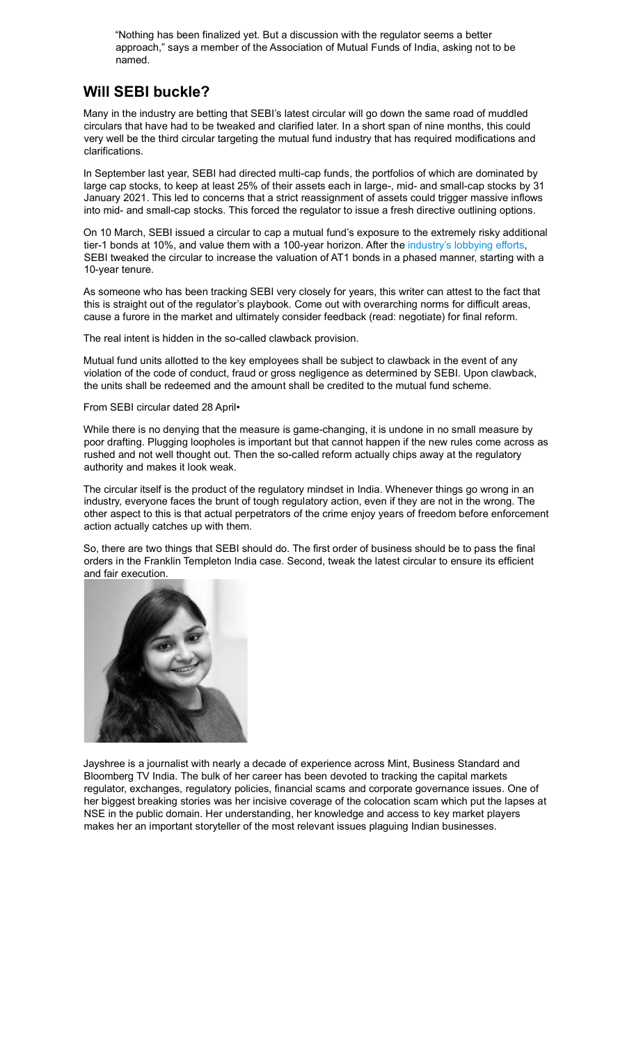"Nothing has been finalized yet. But a discussion with the regulator seems a better approach," says a member of the Association of Mutual Funds of India, asking not to be named.

## Will SEBI buckle?

Many in the industry are betting that SEBI's latest circular will go down the same road of muddled circulars that have had to be tweaked and clarified later. In a short span of nine months, this could very well be the third circular targeting the mutual fund industry that has required modifications and clarifications.

In September last year, SEBI had directed multi-cap funds, the portfolios of which are dominated by large cap stocks, to keep at least 25% of their assets each in large-, mid- and small-cap stocks by 31 January 2021. This led to concerns that a strict reassignment of assets could trigger massive inflows into mid- and small-cap stocks. This forced the regulator to issue a fresh directive outlining options.

On 10 March, SEBI issued a circular to cap a mutual fund's exposure to the extremely risky additional tier-1 bonds at 10%, and value them with a 100-year horizon. After the industry's lobbying efforts, SEBI tweaked the circular to increase the valuation of AT1 bonds in a phased manner, starting with a 10-year tenure.

As someone who has been tracking SEBI very closely for years, this writer can attest to the fact that this is straight out of the regulator's playbook. Come out with overarching norms for difficult areas, cause a furore in the market and ultimately consider feedback (read: negotiate) for final reform.

The real intent is hidden in the so-called clawback provision.

Mutual fund units allotted to the key employees shall be subject to clawback in the event of any violation of the code of conduct, fraud or gross negligence as determined by SEBI. Upon clawback, the units shall be redeemed and the amount shall be credited to the mutual fund scheme.

From SEBI circular dated 28 April•

While there is no denying that the measure is game-changing, it is undone in no small measure by poor drafting. Plugging loopholes is important but that cannot happen if the new rules come across as rushed and not well thought out. Then the so-called reform actually chips away at the regulatory authority and makes it look weak.

The circular itself is the product of the regulatory mindset in India. Whenever things go wrong in an industry, everyone faces the brunt of tough regulatory action, even if they are not in the wrong. The other aspect to this is that actual perpetrators of the crime enjoy years of freedom before enforcement action actually catches up with them.

So, there are two things that SEBI should do. The first order of business should be to pass the final orders in the Franklin Templeton India case. Second, tweak the latest circular to ensure its efficient and fair execution.

Jayshree is a journalist with nearly a decade of experience across Mint, Business Standard and Bloomberg TV India. The bulk of her career has been devoted to tracking the capital markets regulator, exchanges, regulatory policies, financial scams and corporate governance issues. One of her biggest breaking stories was her incisive coverage of the colocation scam which put the lapses at NSE in the public domain. Her understanding, her knowledge and access to key market players makes her an important storyteller of the most relevant issues plaguing Indian businesses.